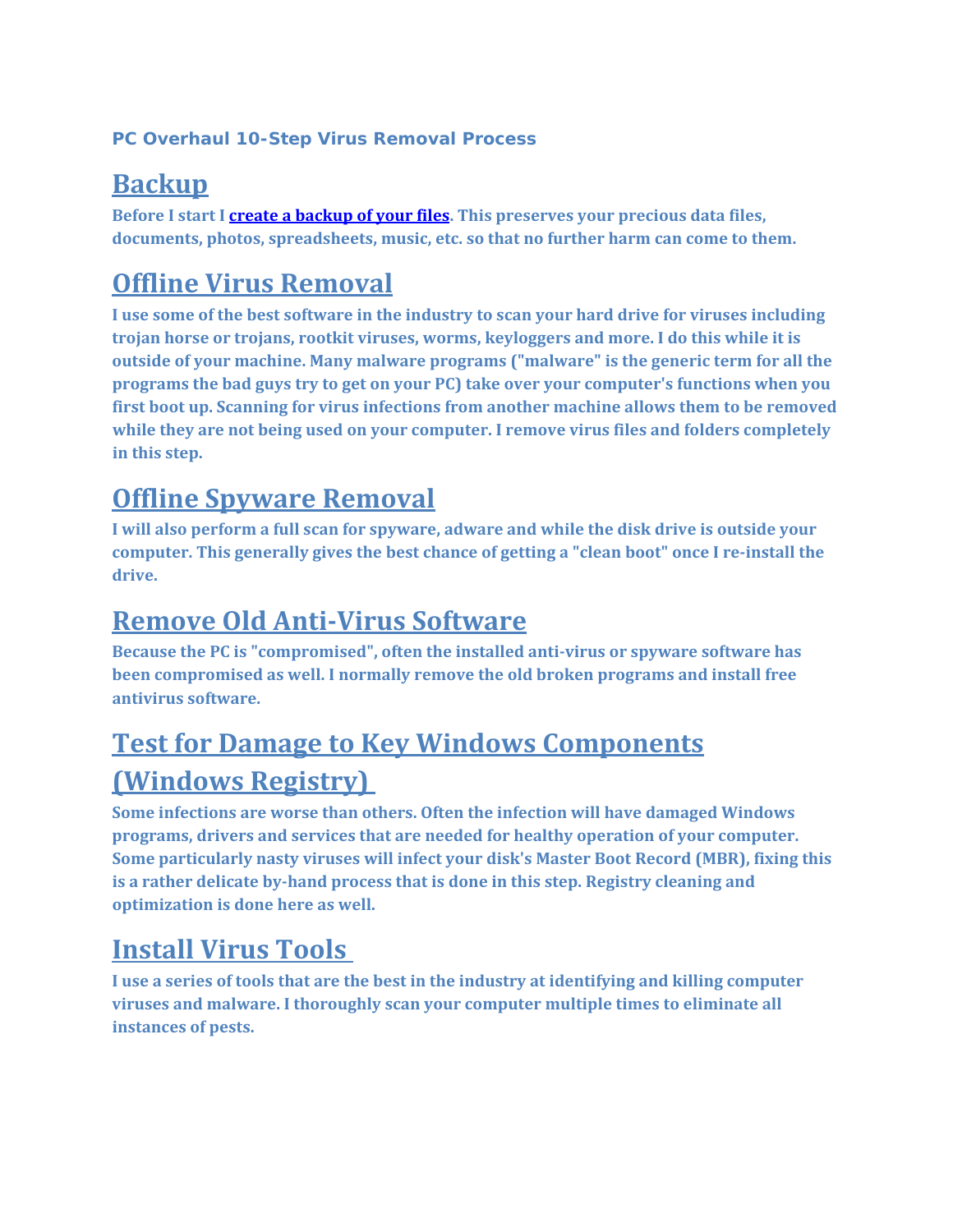**PC Overhaul 10-Step Virus Removal Process**

## Backup

**Before I start I create a backup of your files. This preserves your precious data files, documents, photos, spreadsheets, music, etc. so that no further harm can come to them.**

## Offline Virus Removal

**I use some of the best software in the industry to scan your hard drive for viruses including trojan horse or trojans, rootkit viruses, worms, keyloggers and more. I do this while it is outside of your machine. Many malware programs ("malware" is the generic term for all the programs the bad guys try to get on your PC) take over your computer's functions when you first boot up. Scanning for virus infections from another machine allows them to be removed while they are not being used on your computer. I remove virus files and folders completely in this step.**

## Offline Spyware Removal

**I will also perform a full scan for spyware, adware and while the disk drive is outside your computer. This generally gives the best chance of getting a "clean boot" once I re-install the drive.**

## Remove Old Anti-Virus Software

**Because the PC is "compromised", often the installed anti-virus or spyware software has been compromised as well. I normally remove the old broken programs and install free antivirus software.**

## Test for Damage to Key Windows Components (Windows Registry)

**Some infections are worse than others. Often the infection will have damaged Windows programs, drivers and services that are needed for healthy operation of your computer. Some particularly nasty viruses will infect your disk's Master Boot Record (MBR), fixing this is a rather delicate by-hand process that is done in this step. Registry cleaning and optimization is done here as well.**

## Install Virus Tools

**I use a series of tools that are the best in the industry at identifying and killing computer viruses and malware. I thoroughly scan your computer multiple times to eliminate all instances of pests.**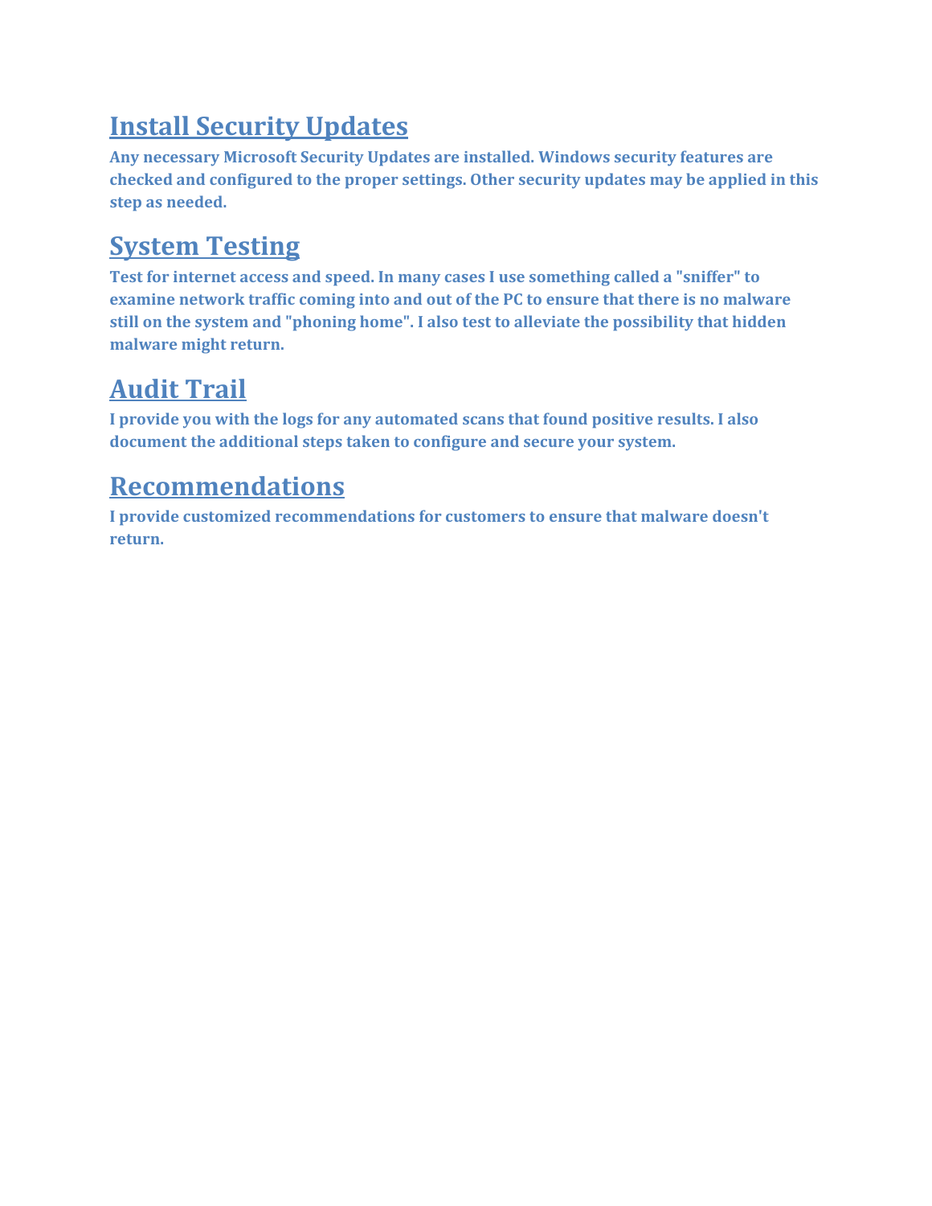## Install Security Updates

**Any necessary Microsoft Security Updates are installed. Windows security features are checked and configured to the proper settings. Other security updates may be applied in this step as needed.**

## System Testing

**Test for internet access and speed. In many cases I use something called a "sniffer" to examine network traffic coming into and out of the PC to ensure that there is no malware still on the system and "phoning home". I also test to alleviate the possibility that hidden malware might return.**

## Audit Trail

**I provide you with the logs for any automated scans that found positive results. I also document the additional steps taken to configure and secure your system.**

## Recommendations

**I provide customized recommendations for customers to ensure that malware doesn't return.**